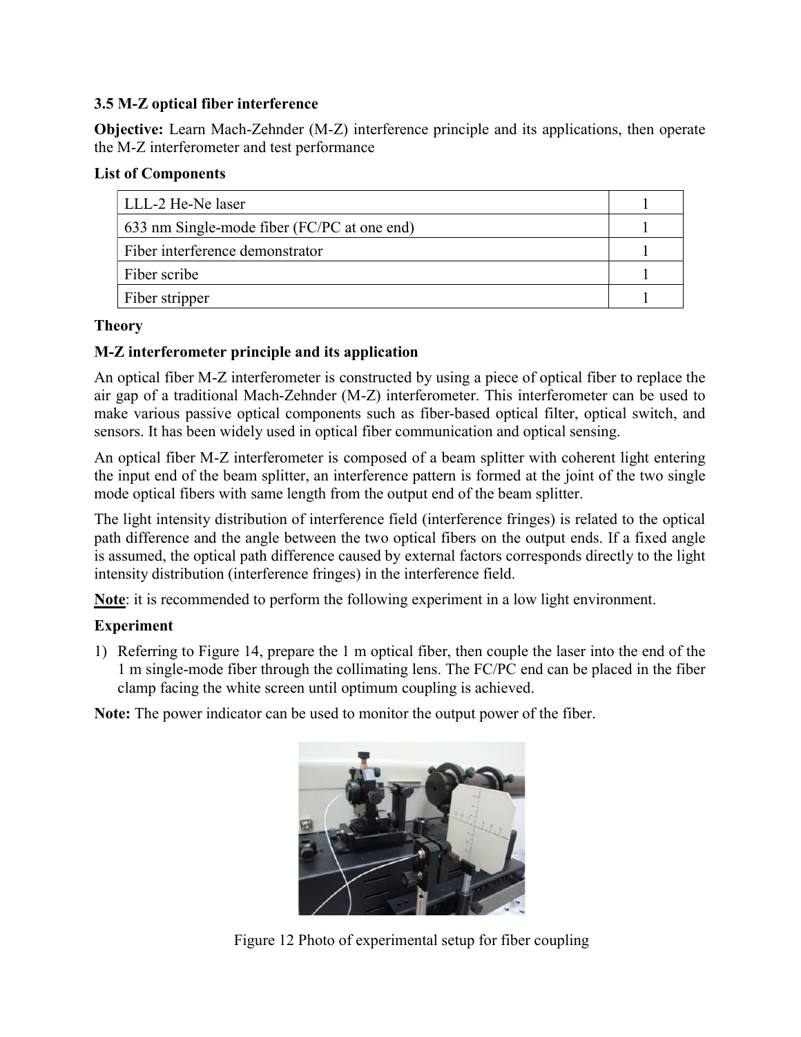### 3.5 M-Z optical fiber interference

**Objective:** Learn Mach-Zehnder (M-Z) interference principle and its applications, then operate the M-Z interferometer and test performance

**List of Components**

| | |
|---|---|
| LLL-2 He-Ne laser | 1 |
| 633 nm Single-mode fiber (FC/PC at one end) | 1 |
| Fiber interference demonstrator | 1 |
| Fiber scribe | 1 |
| Fiber stripper | 1 |

**Theory**

**M-Z interferometer principle and its application**

An optical fiber M-Z interferometer is constructed by using a piece of optical fiber to replace the air gap of a traditional Mach-Zehnder (M-Z) interferometer. This interferometer can be used to make various passive optical components such as fiber-based optical filter, optical switch, and sensors. It has been widely used in optical fiber communication and optical sensing.

An optical fiber M-Z interferometer is composed of a beam splitter with coherent light entering the input end of the beam splitter, an interference pattern is formed at the joint of the two single mode optical fibers with same length from the output end of the beam splitter.

The light intensity distribution of interference field (interference fringes) is related to the optical path difference and the angle between the two optical fibers on the output ends. If a fixed angle is assumed, the optical path difference caused by external factors corresponds directly to the light intensity distribution (interference fringes) in the interference field.

**Note**: it is recommended to perform the following experiment in a low light environment.

**Experiment**

1) Referring to Figure 14, prepare the 1 m optical fiber, then couple the laser into the end of the 1 m single-mode fiber through the collimating lens. The FC/PC end can be placed in the fiber clamp facing the white screen until optimum coupling is achieved.

**Note:** The power indicator can be used to monitor the output power of the fiber.

Figure 12 Photo of experimental setup for fiber coupling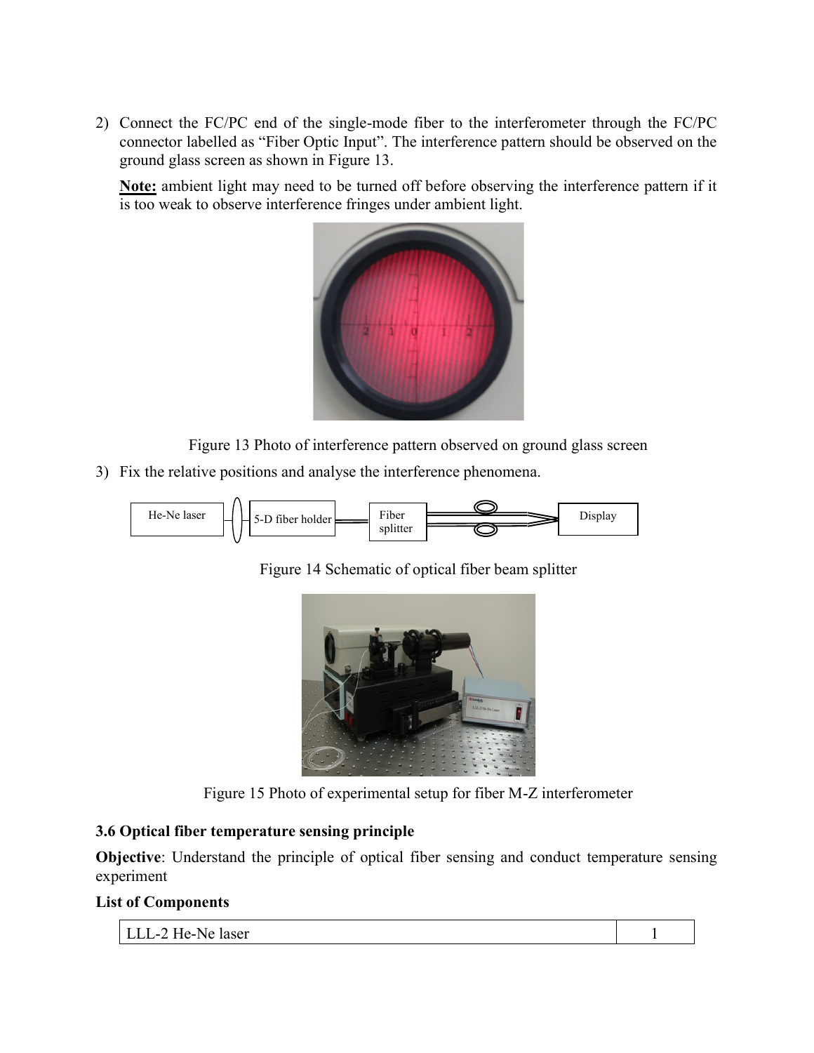2) Connect the FC/PC end of the single-mode fiber to the interferometer through the FC/PC connector labelled as "Fiber Optic Input". The interference pattern should be observed on the ground glass screen as shown in Figure 13.

   **Note:** ambient light may need to be turned off before observing the interference pattern if it is too weak to observe interference fringes under ambient light.

Figure 13 Photo of interference pattern observed on ground glass screen

3) Fix the relative positions and analyse the interference phenomena.

He-Ne laser — 5-D fiber holder — Fiber splitter — Display

Figure 14 Schematic of optical fiber beam splitter

Figure 15 Photo of experimental setup for fiber M-Z interferometer

### 3.6 Optical fiber temperature sensing principle

**Objective**: Understand the principle of optical fiber sensing and conduct temperature sensing experiment

**List of Components**

| LLL-2 He-Ne laser | 1 |
|---|---|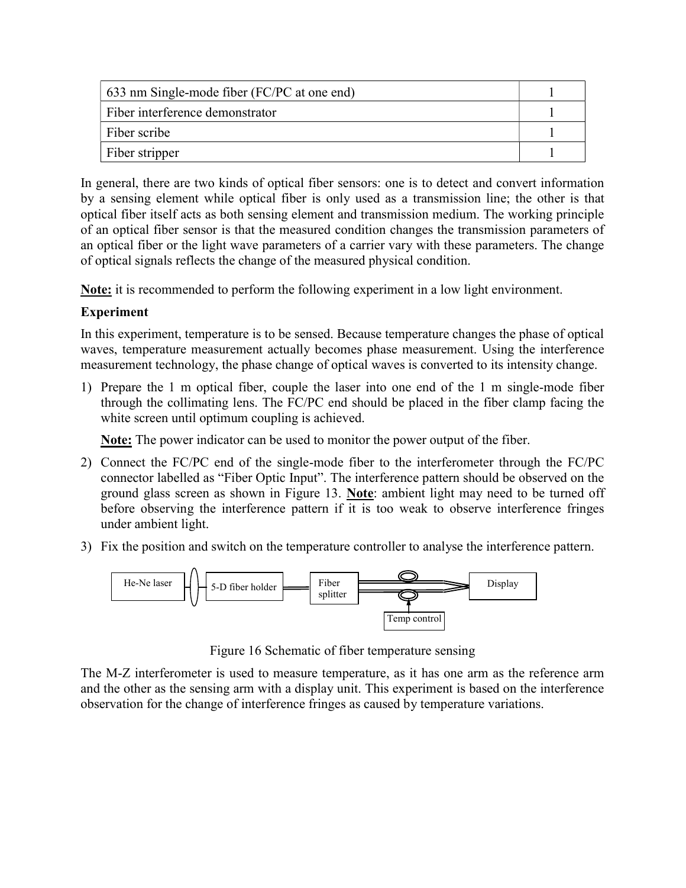| 633 nm Single-mode fiber (FC/PC at one end) | 1 |
| --- | --- |
| Fiber interference demonstrator | 1 |
| Fiber scribe | 1 |
| Fiber stripper | 1 |

In general, there are two kinds of optical fiber sensors: one is to detect and convert information by a sensing element while optical fiber is only used as a transmission line; the other is that optical fiber itself acts as both sensing element and transmission medium. The working principle of an optical fiber sensor is that the measured condition changes the transmission parameters of an optical fiber or the light wave parameters of a carrier vary with these parameters. The change of optical signals reflects the change of the measured physical condition.

**Note:** it is recommended to perform the following experiment in a low light environment.

**Experiment**

In this experiment, temperature is to be sensed. Because temperature changes the phase of optical waves, temperature measurement actually becomes phase measurement. Using the interference measurement technology, the phase change of optical waves is converted to its intensity change.

1) Prepare the 1 m optical fiber, couple the laser into one end of the 1 m single-mode fiber through the collimating lens. The FC/PC end should be placed in the fiber clamp facing the white screen until optimum coupling is achieved.

   **Note:** The power indicator can be used to monitor the power output of the fiber.

2) Connect the FC/PC end of the single-mode fiber to the interferometer through the FC/PC connector labelled as "Fiber Optic Input". The interference pattern should be observed on the ground glass screen as shown in Figure 13. **Note**: ambient light may need to be turned off before observing the interference pattern if it is too weak to observe interference fringes under ambient light.

3) Fix the position and switch on the temperature controller to analyse the interference pattern.

He-Ne laser | 5-D fiber holder | Fiber splitter | Display | Temp control

Figure 16 Schematic of fiber temperature sensing

The M-Z interferometer is used to measure temperature, as it has one arm as the reference arm and the other as the sensing arm with a display unit. This experiment is based on the interference observation for the change of interference fringes as caused by temperature variations.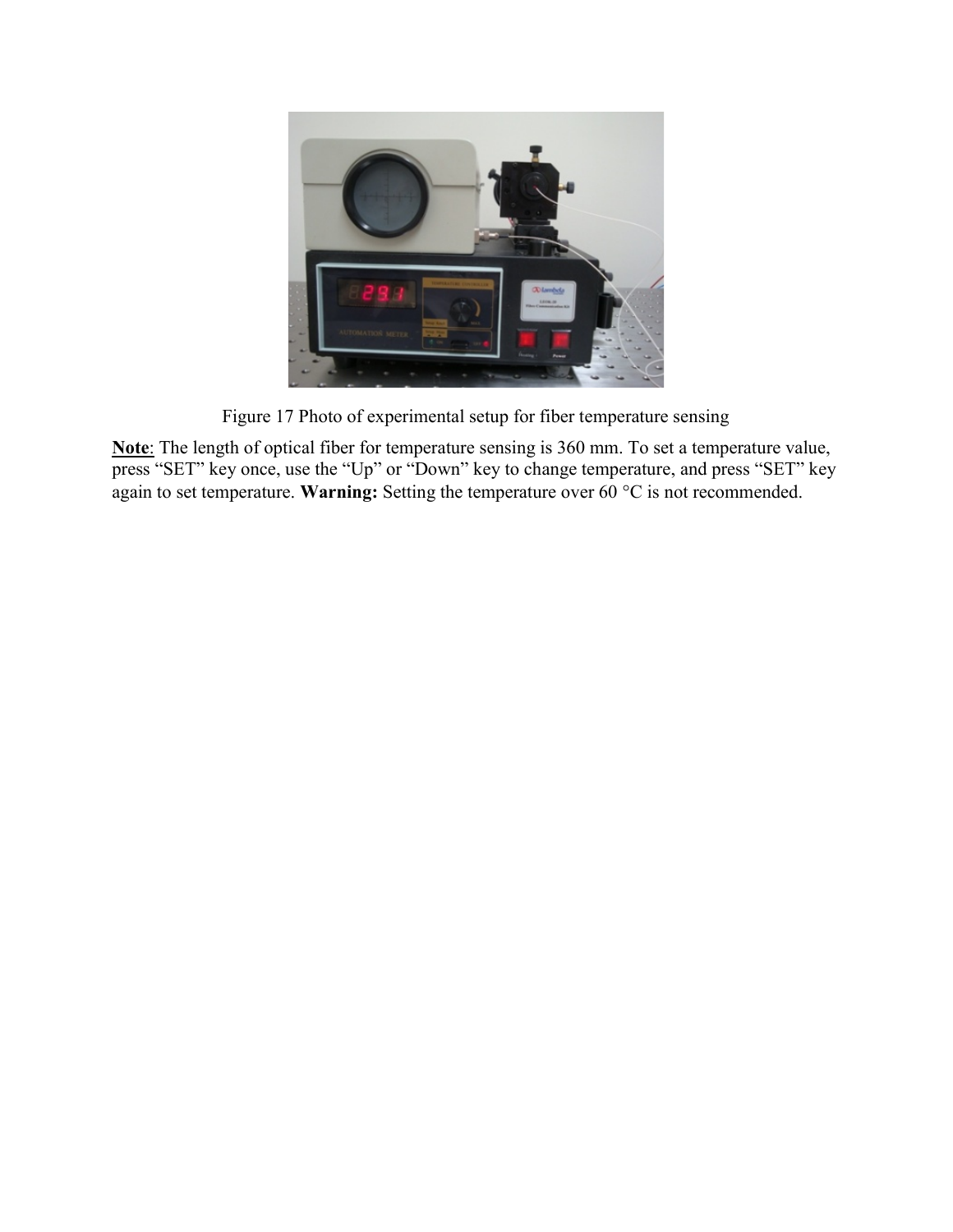Figure 17 Photo of experimental setup for fiber temperature sensing

**<u>Note</u>**: The length of optical fiber for temperature sensing is 360 mm. To set a temperature value, press “SET” key once, use the “Up” or “Down” key to change temperature, and press “SET” key again to set temperature. **Warning:** Setting the temperature over 60 °C is not recommended.